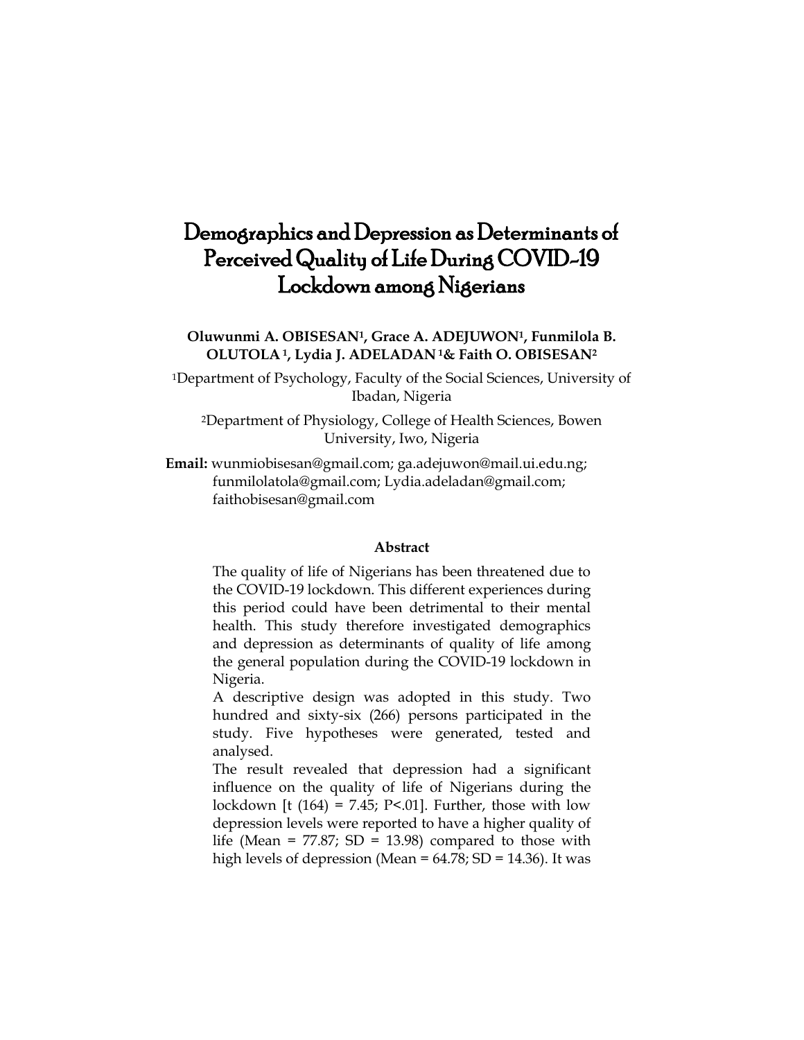# Demographics and Depression as Determinants of Perceived Quality of Life During COVID-19 Lockdown among Nigerians

**Oluwunmi A. OBISESAN[1], Grace A. ADEJUWON[1], Funmilola B. OLUTOLA[1], Lydia J. ADELADAN[1] & Faith O. OBISESAN[2]**

[1]Department of Psychology, Faculty of the Social Sciences, University of Ibadan, Nigeria

[2]Department of Physiology, College of Health Sciences, Bowen University, Iwo, Nigeria

**Email:** wunmiobisesan@gmail.com; ga.adejuwon@mail.ui.edu.ng; funmilolatola@gmail.com; Lydia.adeladan@gmail.com; faithobisesan@gmail.com

**Abstract**

The quality of life of Nigerians has been threatened due to the COVID-19 lockdown. This different experiences during this period could have been detrimental to their mental health. This study therefore investigated demographics and depression as determinants of quality of life among the general population during the COVID-19 lockdown in Nigeria.

A descriptive design was adopted in this study. Two hundred and sixty-six (266) persons participated in the study. Five hypotheses were generated, tested and analysed.

The result revealed that depression had a significant influence on the quality of life of Nigerians during the lockdown [$t$ (164) = 7.45; $P<.01$]. Further, those with low depression levels were reported to have a higher quality of life (Mean = 77.87; SD = 13.98) compared to those with high levels of depression (Mean = 64.78; SD = 14.36). It was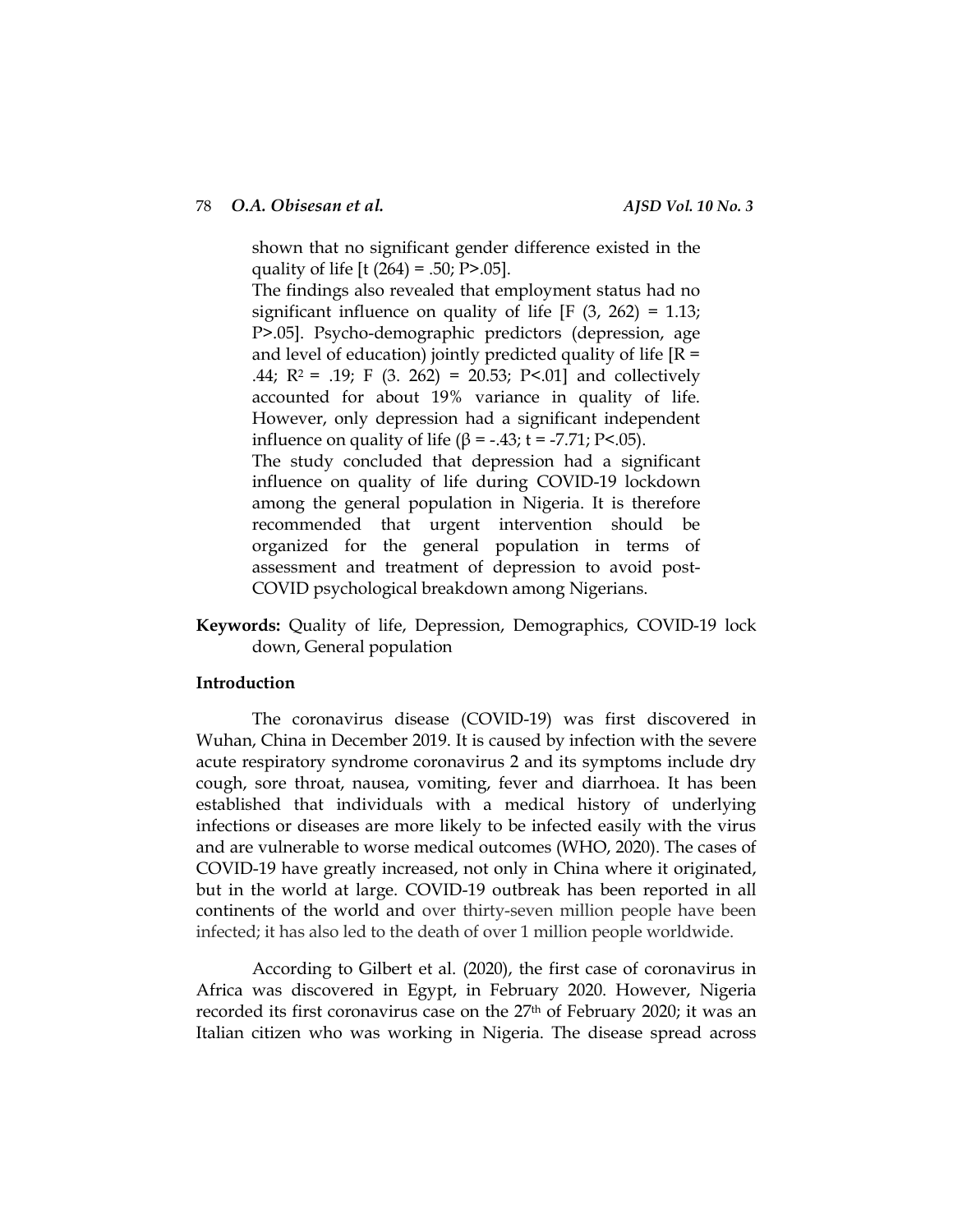shown that no significant gender difference existed in the quality of life [$t$ (264) = .50; $P>.05$].

The findings also revealed that employment status had no significant influence on quality of life [$F$ (3, 262) = 1.13; $P>.05$]. Psycho-demographic predictors (depression, age and level of education) jointly predicted quality of life [$R$ = .44; $R^2$ = .19; $F$ (3. 262) = 20.53; $P<.01$] and collectively accounted for about 19% variance in quality of life. However, only depression had a significant independent influence on quality of life ($\beta$ = -.43; $t$ = -7.71; $P<.05$).

The study concluded that depression had a significant influence on quality of life during COVID-19 lockdown among the general population in Nigeria. It is therefore recommended that urgent intervention should be organized for the general population in terms of assessment and treatment of depression to avoid post-COVID psychological breakdown among Nigerians.

**Keywords:** Quality of life, Depression, Demographics, COVID-19 lock down, General population

## Introduction

The coronavirus disease (COVID-19) was first discovered in Wuhan, China in December 2019. It is caused by infection with the severe acute respiratory syndrome coronavirus 2 and its symptoms include dry cough, sore throat, nausea, vomiting, fever and diarrhoea. It has been established that individuals with a medical history of underlying infections or diseases are more likely to be infected easily with the virus and are vulnerable to worse medical outcomes (WHO, 2020). The cases of COVID-19 have greatly increased, not only in China where it originated, but in the world at large. COVID-19 outbreak has been reported in all continents of the world and over thirty-seven million people have been infected; it has also led to the death of over 1 million people worldwide.

According to Gilbert et al. (2020), the first case of coronavirus in Africa was discovered in Egypt, in February 2020. However, Nigeria recorded its first coronavirus case on the 27th of February 2020; it was an Italian citizen who was working in Nigeria. The disease spread across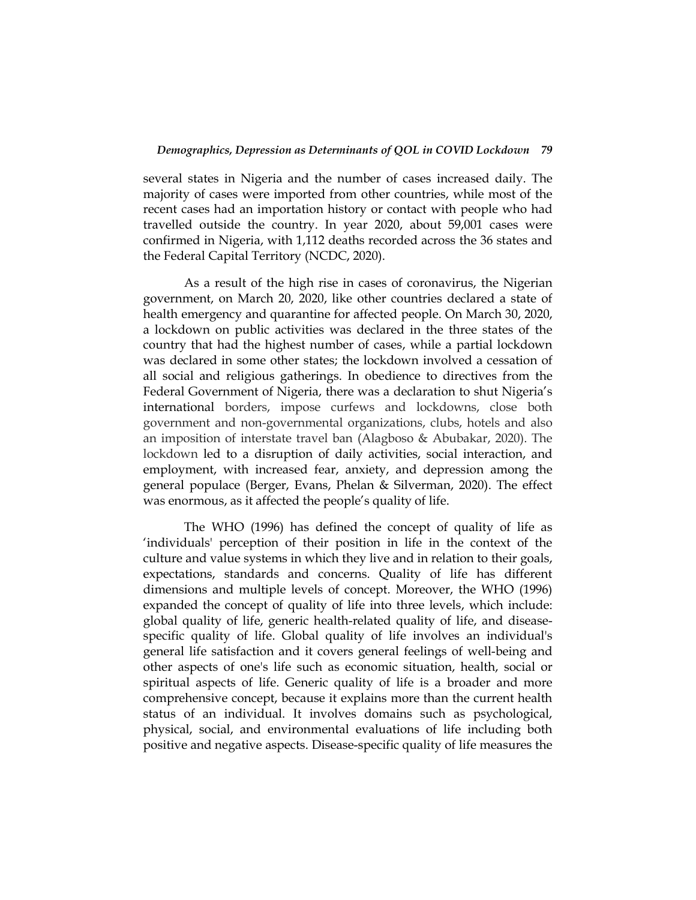several states in Nigeria and the number of cases increased daily. The majority of cases were imported from other countries, while most of the recent cases had an importation history or contact with people who had travelled outside the country. In year 2020, about 59,001 cases were confirmed in Nigeria, with 1,112 deaths recorded across the 36 states and the Federal Capital Territory (NCDC, 2020).

As a result of the high rise in cases of coronavirus, the Nigerian government, on March 20, 2020, like other countries declared a state of health emergency and quarantine for affected people. On March 30, 2020, a lockdown on public activities was declared in the three states of the country that had the highest number of cases, while a partial lockdown was declared in some other states; the lockdown involved a cessation of all social and religious gatherings. In obedience to directives from the Federal Government of Nigeria, there was a declaration to shut Nigeria's international borders, impose curfews and lockdowns, close both government and non-governmental organizations, clubs, hotels and also an imposition of interstate travel ban (Alagboso & Abubakar, 2020). The lockdown led to a disruption of daily activities, social interaction, and employment, with increased fear, anxiety, and depression among the general populace (Berger, Evans, Phelan & Silverman, 2020). The effect was enormous, as it affected the people's quality of life.

The WHO (1996) has defined the concept of quality of life as 'individuals' perception of their position in life in the context of the culture and value systems in which they live and in relation to their goals, expectations, standards and concerns. Quality of life has different dimensions and multiple levels of concept. Moreover, the WHO (1996) expanded the concept of quality of life into three levels, which include: global quality of life, generic health-related quality of life, and disease-specific quality of life. Global quality of life involves an individual's general life satisfaction and it covers general feelings of well-being and other aspects of one's life such as economic situation, health, social or spiritual aspects of life. Generic quality of life is a broader and more comprehensive concept, because it explains more than the current health status of an individual. It involves domains such as psychological, physical, social, and environmental evaluations of life including both positive and negative aspects. Disease-specific quality of life measures the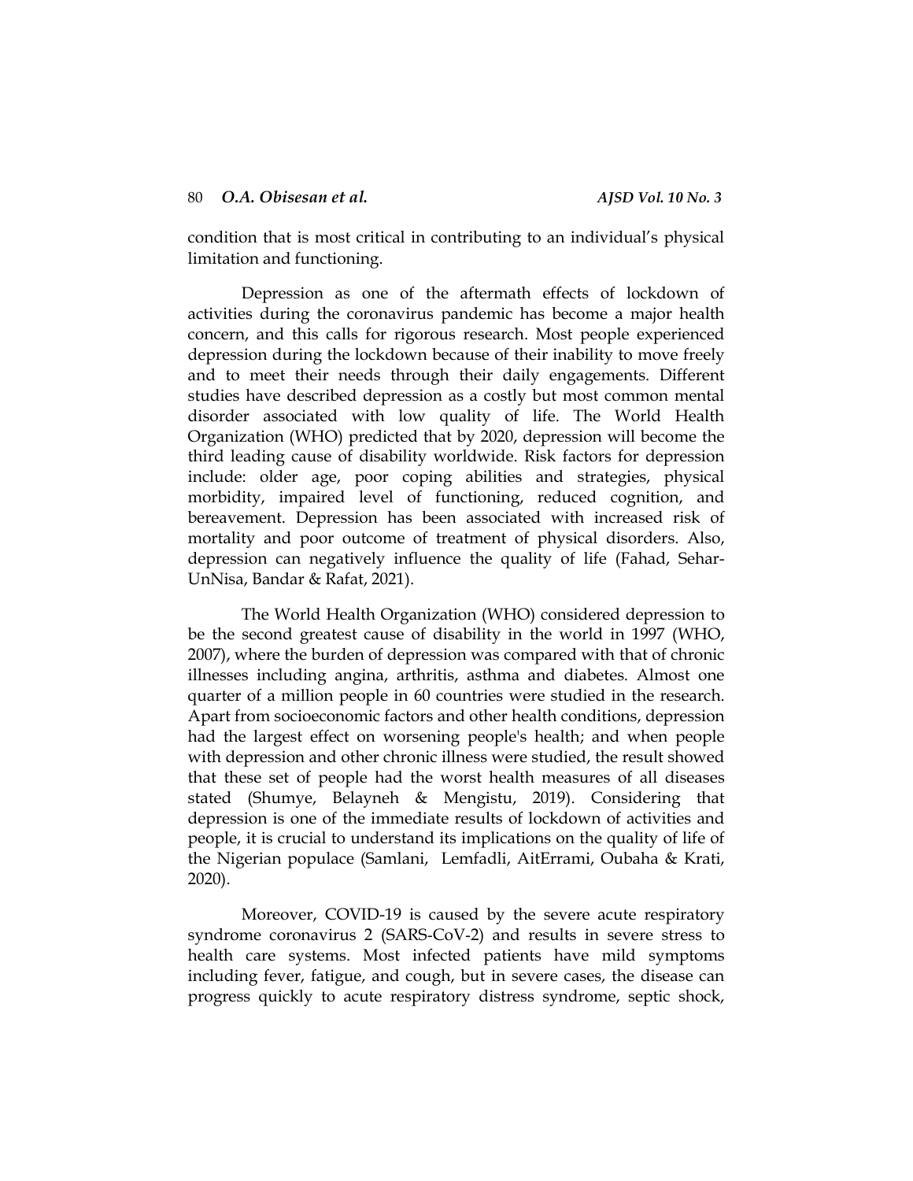condition that is most critical in contributing to an individual's physical limitation and functioning.

Depression as one of the aftermath effects of lockdown of activities during the coronavirus pandemic has become a major health concern, and this calls for rigorous research. Most people experienced depression during the lockdown because of their inability to move freely and to meet their needs through their daily engagements. Different studies have described depression as a costly but most common mental disorder associated with low quality of life. The World Health Organization (WHO) predicted that by 2020, depression will become the third leading cause of disability worldwide. Risk factors for depression include: older age, poor coping abilities and strategies, physical morbidity, impaired level of functioning, reduced cognition, and bereavement. Depression has been associated with increased risk of mortality and poor outcome of treatment of physical disorders. Also, depression can negatively influence the quality of life (Fahad, Sehar-UnNisa, Bandar & Rafat, 2021).

The World Health Organization (WHO) considered depression to be the second greatest cause of disability in the world in 1997 (WHO, 2007), where the burden of depression was compared with that of chronic illnesses including angina, arthritis, asthma and diabetes. Almost one quarter of a million people in 60 countries were studied in the research. Apart from socioeconomic factors and other health conditions, depression had the largest effect on worsening people's health; and when people with depression and other chronic illness were studied, the result showed that these set of people had the worst health measures of all diseases stated (Shumye, Belayneh & Mengistu, 2019). Considering that depression is one of the immediate results of lockdown of activities and people, it is crucial to understand its implications on the quality of life of the Nigerian populace (Samlani, Lemfadli, AitErrami, Oubaha & Krati, 2020).

Moreover, COVID-19 is caused by the severe acute respiratory syndrome coronavirus 2 (SARS-CoV-2) and results in severe stress to health care systems. Most infected patients have mild symptoms including fever, fatigue, and cough, but in severe cases, the disease can progress quickly to acute respiratory distress syndrome, septic shock,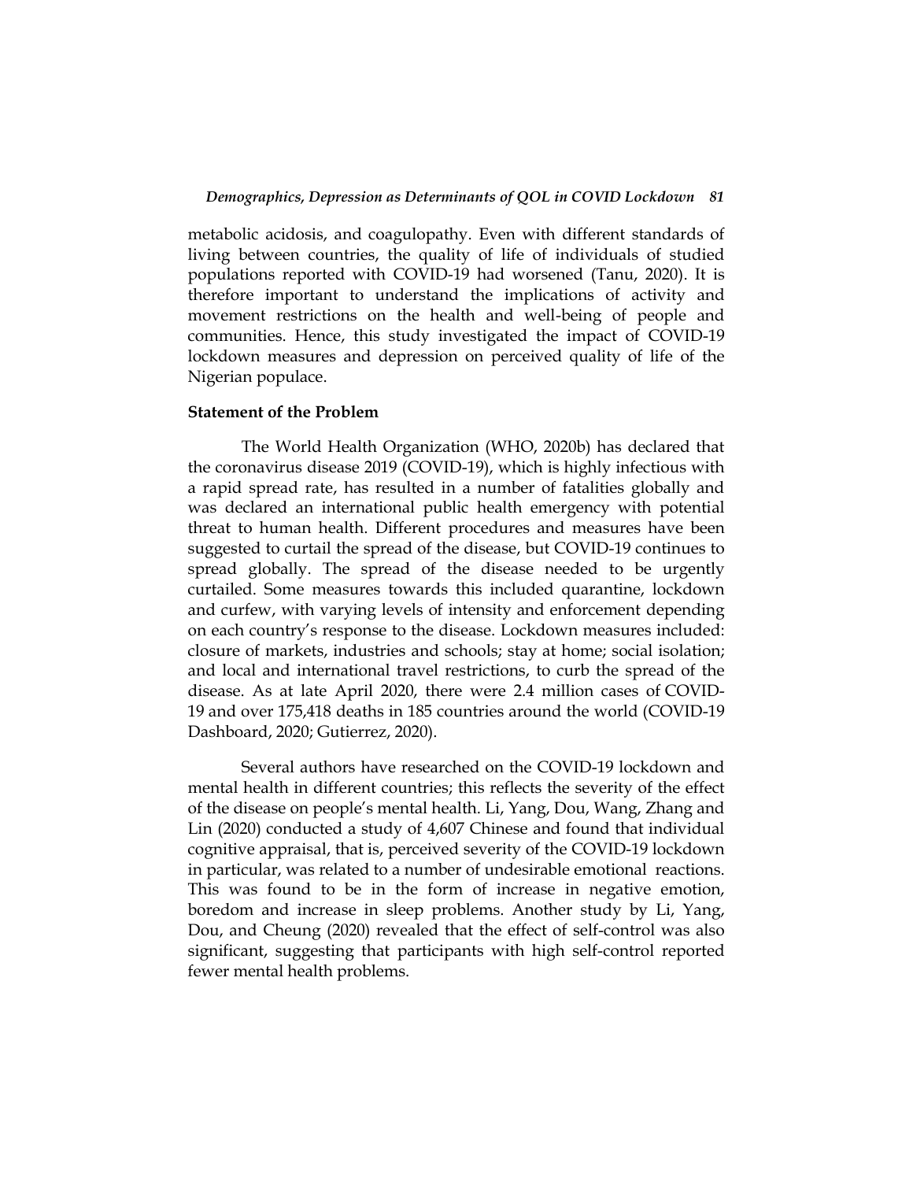metabolic acidosis, and coagulopathy. Even with different standards of living between countries, the quality of life of individuals of studied populations reported with COVID-19 had worsened (Tanu, 2020). It is therefore important to understand the implications of activity and movement restrictions on the health and well-being of people and communities. Hence, this study investigated the impact of COVID-19 lockdown measures and depression on perceived quality of life of the Nigerian populace.

## Statement of the Problem

The World Health Organization (WHO, 2020b) has declared that the coronavirus disease 2019 (COVID-19), which is highly infectious with a rapid spread rate, has resulted in a number of fatalities globally and was declared an international public health emergency with potential threat to human health. Different procedures and measures have been suggested to curtail the spread of the disease, but COVID-19 continues to spread globally. The spread of the disease needed to be urgently curtailed. Some measures towards this included quarantine, lockdown and curfew, with varying levels of intensity and enforcement depending on each country's response to the disease. Lockdown measures included: closure of markets, industries and schools; stay at home; social isolation; and local and international travel restrictions, to curb the spread of the disease. As at late April 2020, there were 2.4 million cases of COVID-19 and over 175,418 deaths in 185 countries around the world (COVID-19 Dashboard, 2020; Gutierrez, 2020).

Several authors have researched on the COVID-19 lockdown and mental health in different countries; this reflects the severity of the effect of the disease on people's mental health. Li, Yang, Dou, Wang, Zhang and Lin (2020) conducted a study of 4,607 Chinese and found that individual cognitive appraisal, that is, perceived severity of the COVID-19 lockdown in particular, was related to a number of undesirable emotional reactions. This was found to be in the form of increase in negative emotion, boredom and increase in sleep problems. Another study by Li, Yang, Dou, and Cheung (2020) revealed that the effect of self-control was also significant, suggesting that participants with high self-control reported fewer mental health problems.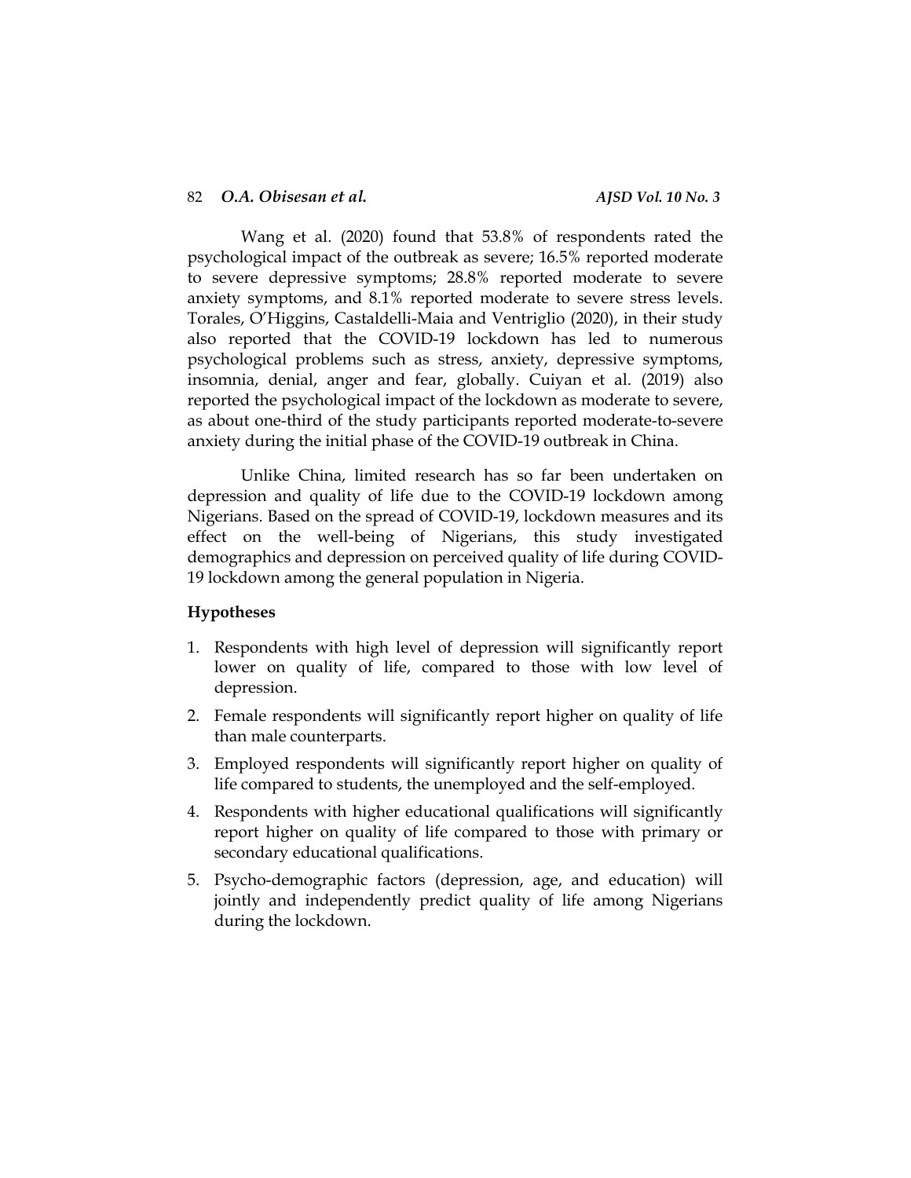Wang et al. (2020) found that 53.8% of respondents rated the psychological impact of the outbreak as severe; 16.5% reported moderate to severe depressive symptoms; 28.8% reported moderate to severe anxiety symptoms, and 8.1% reported moderate to severe stress levels. Torales, O'Higgins, Castaldelli-Maia and Ventriglio (2020), in their study also reported that the COVID-19 lockdown has led to numerous psychological problems such as stress, anxiety, depressive symptoms, insomnia, denial, anger and fear, globally. Cuiyan et al. (2019) also reported the psychological impact of the lockdown as moderate to severe, as about one-third of the study participants reported moderate-to-severe anxiety during the initial phase of the COVID-19 outbreak in China.

Unlike China, limited research has so far been undertaken on depression and quality of life due to the COVID-19 lockdown among Nigerians. Based on the spread of COVID-19, lockdown measures and its effect on the well-being of Nigerians, this study investigated demographics and depression on perceived quality of life during COVID-19 lockdown among the general population in Nigeria.

**Hypotheses**

1. Respondents with high level of depression will significantly report lower on quality of life, compared to those with low level of depression.
2. Female respondents will significantly report higher on quality of life than male counterparts.
3. Employed respondents will significantly report higher on quality of life compared to students, the unemployed and the self-employed.
4. Respondents with higher educational qualifications will significantly report higher on quality of life compared to those with primary or secondary educational qualifications.
5. Psycho-demographic factors (depression, age, and education) will jointly and independently predict quality of life among Nigerians during the lockdown.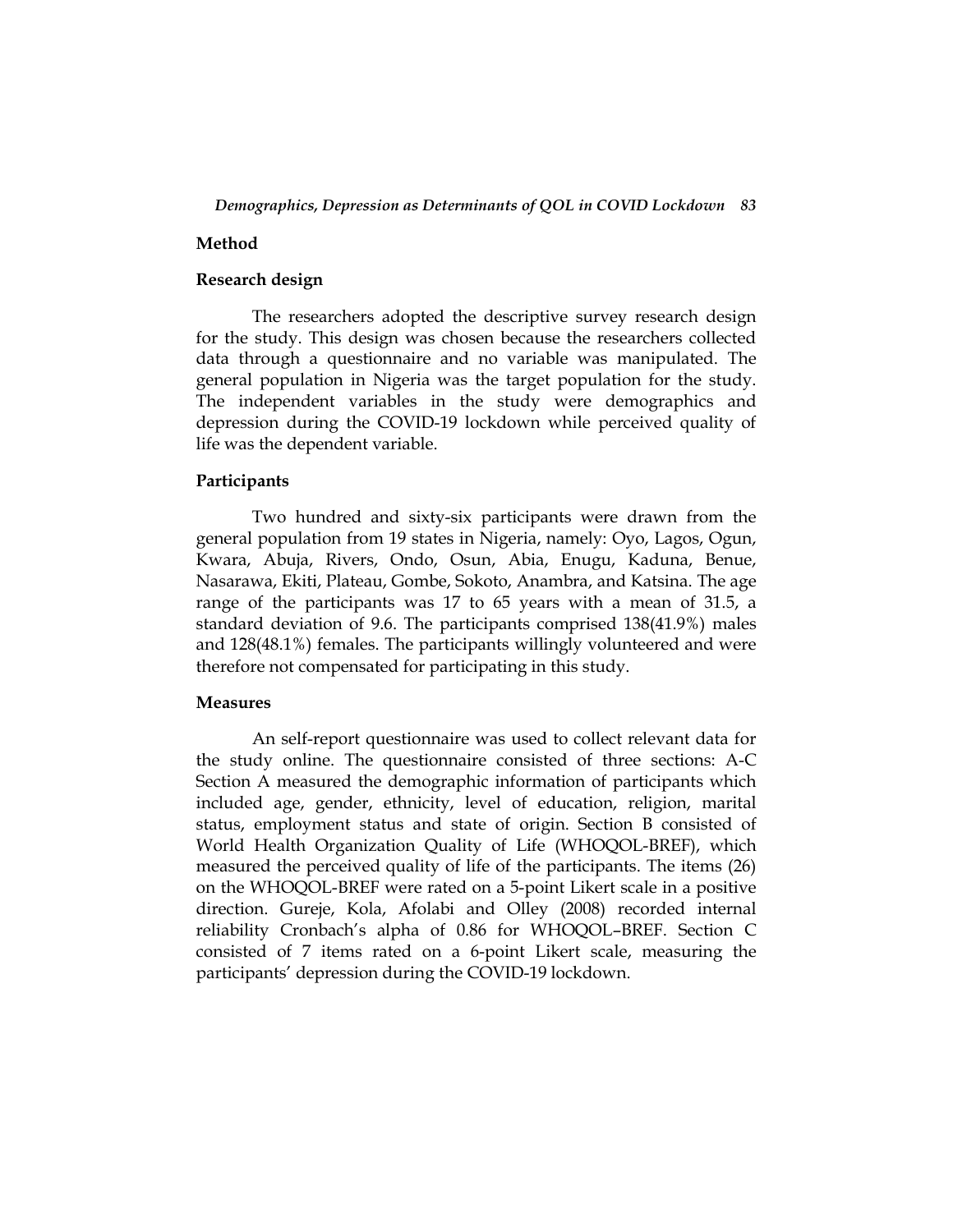## Method

### Research design

The researchers adopted the descriptive survey research design for the study. This design was chosen because the researchers collected data through a questionnaire and no variable was manipulated. The general population in Nigeria was the target population for the study. The independent variables in the study were demographics and depression during the COVID-19 lockdown while perceived quality of life was the dependent variable.

### Participants

Two hundred and sixty-six participants were drawn from the general population from 19 states in Nigeria, namely: Oyo, Lagos, Ogun, Kwara, Abuja, Rivers, Ondo, Osun, Abia, Enugu, Kaduna, Benue, Nasarawa, Ekiti, Plateau, Gombe, Sokoto, Anambra, and Katsina. The age range of the participants was 17 to 65 years with a mean of 31.5, a standard deviation of 9.6. The participants comprised 138(41.9%) males and 128(48.1%) females. The participants willingly volunteered and were therefore not compensated for participating in this study.

### Measures

An self-report questionnaire was used to collect relevant data for the study online. The questionnaire consisted of three sections: A-C Section A measured the demographic information of participants which included age, gender, ethnicity, level of education, religion, marital status, employment status and state of origin. Section B consisted of World Health Organization Quality of Life (WHOQOL-BREF), which measured the perceived quality of life of the participants. The items (26) on the WHOQOL-BREF were rated on a 5-point Likert scale in a positive direction. Gureje, Kola, Afolabi and Olley (2008) recorded internal reliability Cronbach's alpha of 0.86 for WHOQOL–BREF. Section C consisted of 7 items rated on a 6-point Likert scale, measuring the participants' depression during the COVID-19 lockdown.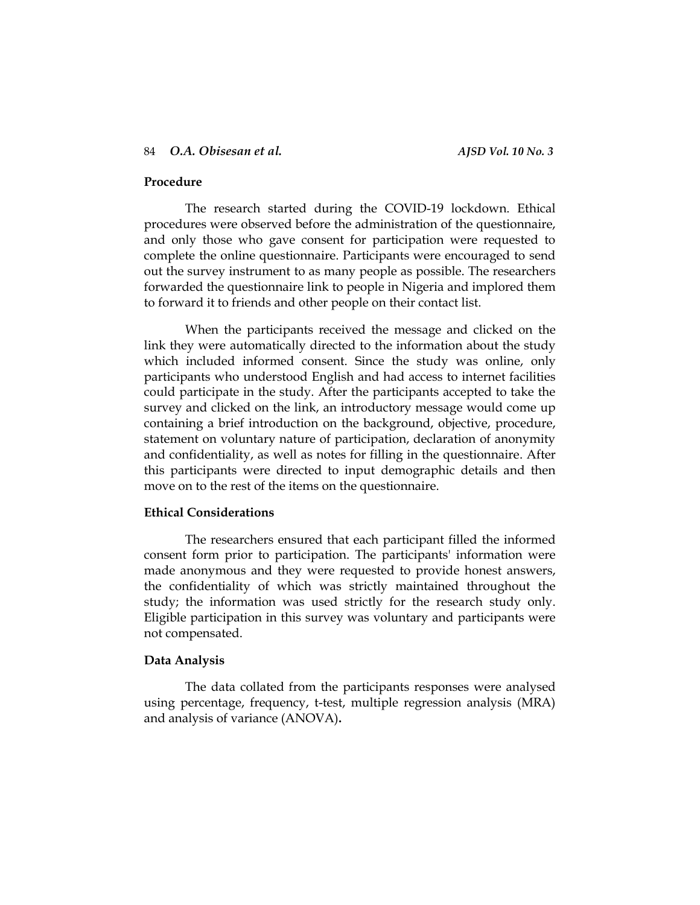### Procedure

The research started during the COVID-19 lockdown. Ethical procedures were observed before the administration of the questionnaire, and only those who gave consent for participation were requested to complete the online questionnaire. Participants were encouraged to send out the survey instrument to as many people as possible. The researchers forwarded the questionnaire link to people in Nigeria and implored them to forward it to friends and other people on their contact list.

When the participants received the message and clicked on the link they were automatically directed to the information about the study which included informed consent. Since the study was online, only participants who understood English and had access to internet facilities could participate in the study. After the participants accepted to take the survey and clicked on the link, an introductory message would come up containing a brief introduction on the background, objective, procedure, statement on voluntary nature of participation, declaration of anonymity and confidentiality, as well as notes for filling in the questionnaire. After this participants were directed to input demographic details and then move on to the rest of the items on the questionnaire.

### Ethical Considerations

The researchers ensured that each participant filled the informed consent form prior to participation. The participants' information were made anonymous and they were requested to provide honest answers, the confidentiality of which was strictly maintained throughout the study; the information was used strictly for the research study only. Eligible participation in this survey was voluntary and participants were not compensated.

### Data Analysis

The data collated from the participants responses were analysed using percentage, frequency, t-test, multiple regression analysis (MRA) and analysis of variance (ANOVA)**.**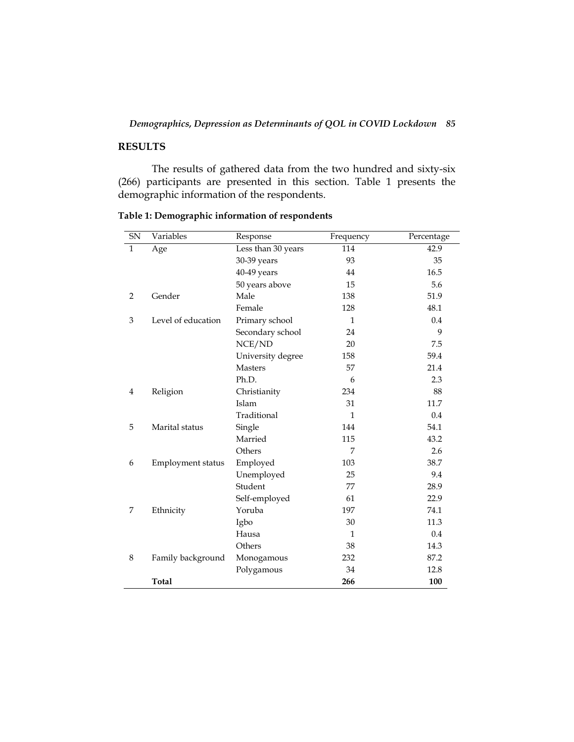## RESULTS

The results of gathered data from the two hundred and sixty-six (266) participants are presented in this section. Table 1 presents the demographic information of the respondents.

**Table 1: Demographic information of respondents**

| SN | Variables | Response | Frequency | Percentage |
|---|---|---|---|---|
| 1 | Age | Less than 30 years | 114 | 42.9 |
| | | 30-39 years | 93 | 35 |
| | | 40-49 years | 44 | 16.5 |
| | | 50 years above | 15 | 5.6 |
| 2 | Gender | Male | 138 | 51.9 |
| | | Female | 128 | 48.1 |
| 3 | Level of education | Primary school | 1 | 0.4 |
| | | Secondary school | 24 | 9 |
| | | NCE/ND | 20 | 7.5 |
| | | University degree | 158 | 59.4 |
| | | Masters | 57 | 21.4 |
| | | Ph.D. | 6 | 2.3 |
| 4 | Religion | Christianity | 234 | 88 |
| | | Islam | 31 | 11.7 |
| | | Traditional | 1 | 0.4 |
| 5 | Marital status | Single | 144 | 54.1 |
| | | Married | 115 | 43.2 |
| | | Others | 7 | 2.6 |
| 6 | Employment status | Employed | 103 | 38.7 |
| | | Unemployed | 25 | 9.4 |
| | | Student | 77 | 28.9 |
| | | Self-employed | 61 | 22.9 |
| 7 | Ethnicity | Yoruba | 197 | 74.1 |
| | | Igbo | 30 | 11.3 |
| | | Hausa | 1 | 0.4 |
| | | Others | 38 | 14.3 |
| 8 | Family background | Monogamous | 232 | 87.2 |
| | | Polygamous | 34 | 12.8 |
| | **Total** | | **266** | **100** |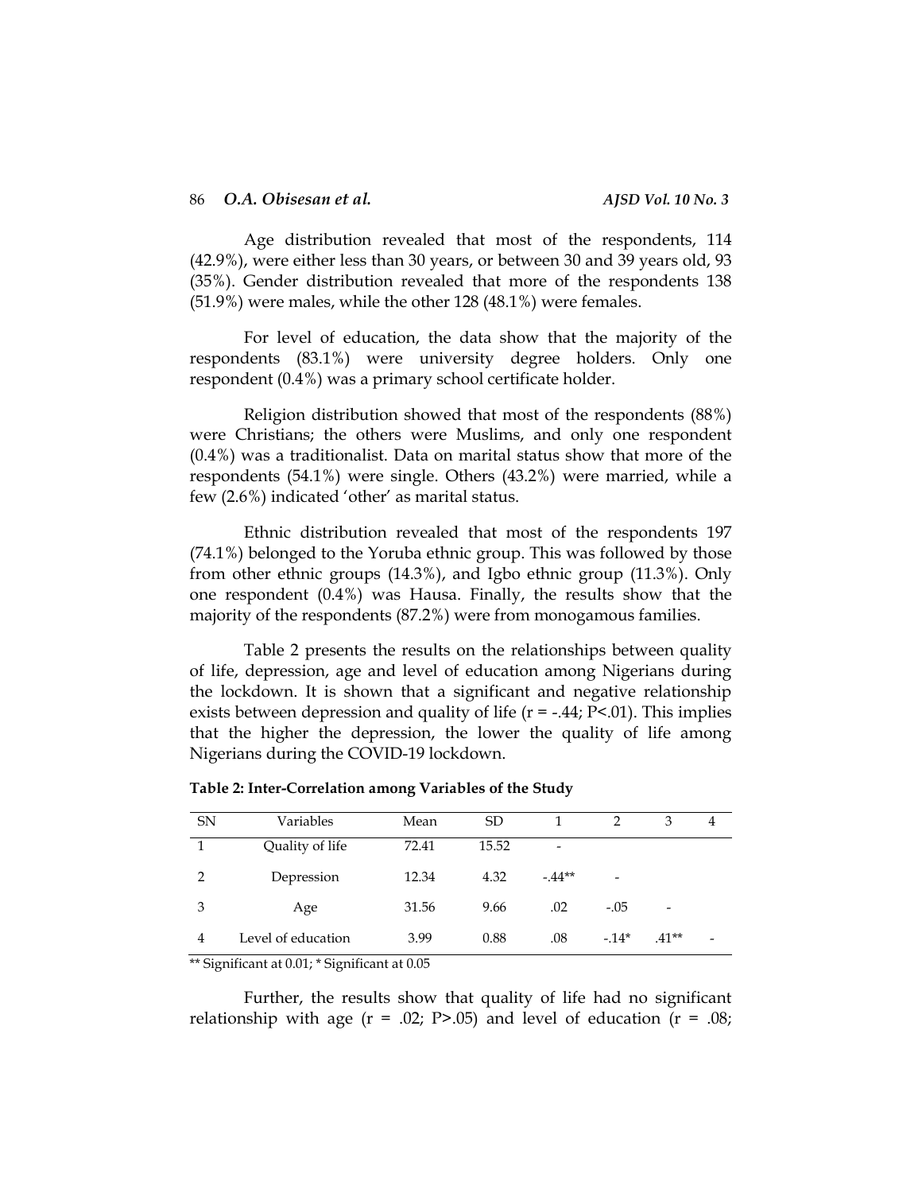Age distribution revealed that most of the respondents, 114 (42.9%), were either less than 30 years, or between 30 and 39 years old, 93 (35%). Gender distribution revealed that more of the respondents 138 (51.9%) were males, while the other 128 (48.1%) were females.

For level of education, the data show that the majority of the respondents (83.1%) were university degree holders. Only one respondent (0.4%) was a primary school certificate holder.

Religion distribution showed that most of the respondents (88%) were Christians; the others were Muslims, and only one respondent (0.4%) was a traditionalist. Data on marital status show that more of the respondents (54.1%) were single. Others (43.2%) were married, while a few (2.6%) indicated 'other' as marital status.

Ethnic distribution revealed that most of the respondents 197 (74.1%) belonged to the Yoruba ethnic group. This was followed by those from other ethnic groups (14.3%), and Igbo ethnic group (11.3%). Only one respondent (0.4%) was Hausa. Finally, the results show that the majority of the respondents (87.2%) were from monogamous families.

Table 2 presents the results on the relationships between quality of life, depression, age and level of education among Nigerians during the lockdown. It is shown that a significant and negative relationship exists between depression and quality of life ($r = -.44$; $P<.01$). This implies that the higher the depression, the lower the quality of life among Nigerians during the COVID-19 lockdown.

**Table 2: Inter-Correlation among Variables of the Study**

| SN | Variables | Mean | SD | 1 | 2 | 3 | 4 |
|---|---|---|---|---|---|---|---|
| 1 | Quality of life | 72.41 | 15.52 | - | | | |
| 2 | Depression | 12.34 | 4.32 | -.44** | - | | |
| 3 | Age | 31.56 | 9.66 | .02 | -.05 | - | |
| 4 | Level of education | 3.99 | 0.88 | .08 | -.14* | .41** | - |

** Significant at 0.01; * Significant at 0.05

Further, the results show that quality of life had no significant relationship with age ($r = .02$; $P>.05$) and level of education ($r = .08$;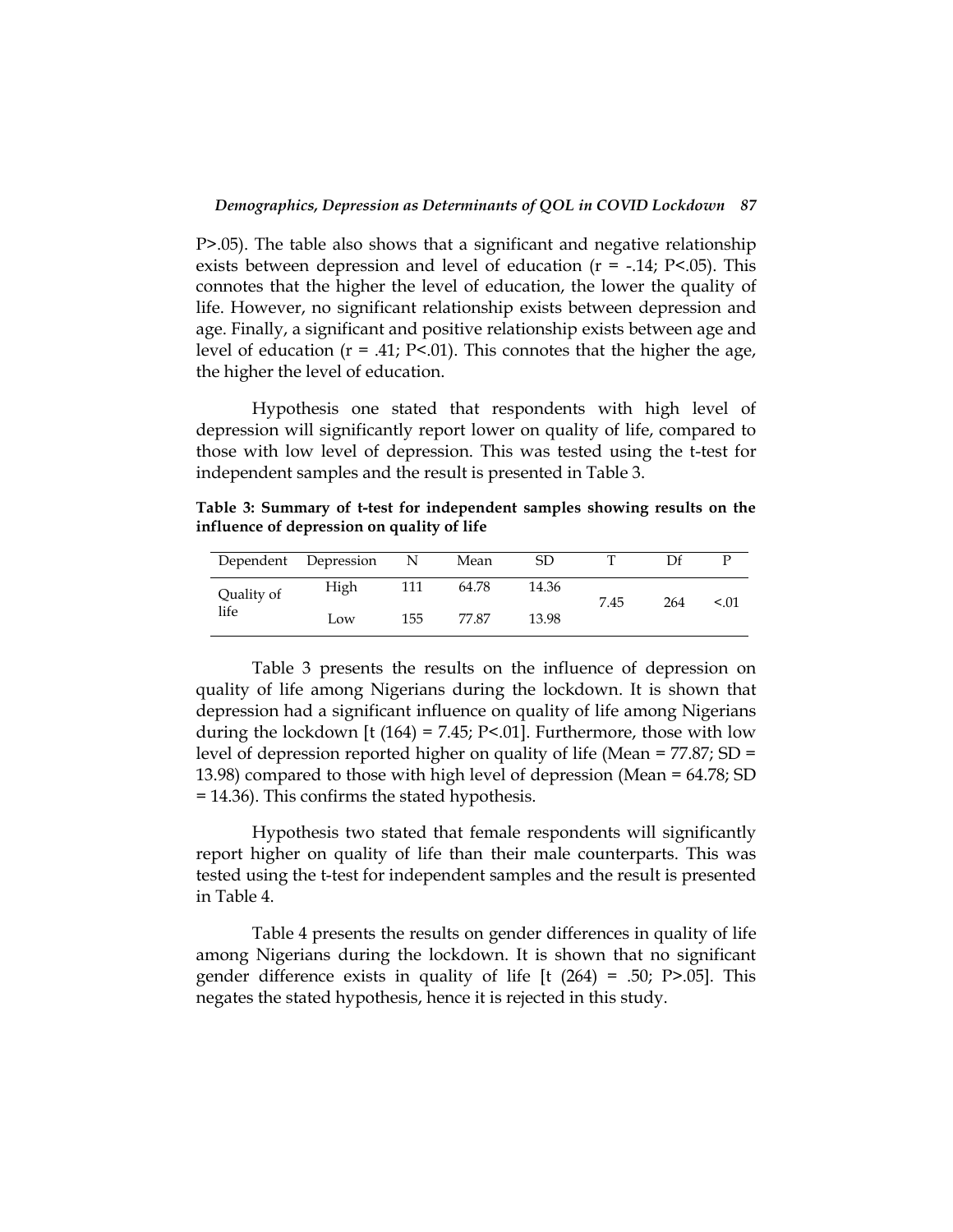P>.05). The table also shows that a significant and negative relationship exists between depression and level of education ($r = -.14$; $P<.05$). This connotes that the higher the level of education, the lower the quality of life. However, no significant relationship exists between depression and age. Finally, a significant and positive relationship exists between age and level of education ($r = .41$; $P<.01$). This connotes that the higher the age, the higher the level of education.

Hypothesis one stated that respondents with high level of depression will significantly report lower on quality of life, compared to those with low level of depression. This was tested using the t-test for independent samples and the result is presented in Table 3.

**Table 3: Summary of t-test for independent samples showing results on the influence of depression on quality of life**

| Dependent | Depression | N | Mean | SD | T | Df | P |
|---|---|---|---|---|---|---|---|
| Quality of life | High | 111 | 64.78 | 14.36 | 7.45 | 264 | <.01 |
| | Low | 155 | 77.87 | 13.98 | | | |

Table 3 presents the results on the influence of depression on quality of life among Nigerians during the lockdown. It is shown that depression had a significant influence on quality of life among Nigerians during the lockdown [$t(164) = 7.45$; $P<.01$]. Furthermore, those with low level of depression reported higher on quality of life (Mean = 77.87; SD = 13.98) compared to those with high level of depression (Mean = 64.78; SD = 14.36). This confirms the stated hypothesis.

Hypothesis two stated that female respondents will significantly report higher on quality of life than their male counterparts. This was tested using the t-test for independent samples and the result is presented in Table 4.

Table 4 presents the results on gender differences in quality of life among Nigerians during the lockdown. It is shown that no significant gender difference exists in quality of life [$t(264) = .50$; $P>.05$]. This negates the stated hypothesis, hence it is rejected in this study.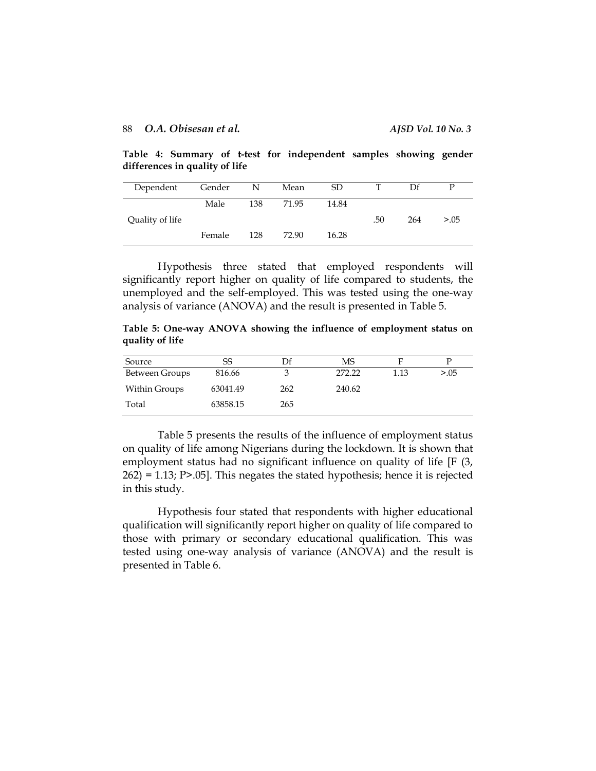**Table 4: Summary of t-test for independent samples showing gender differences in quality of life**

| Dependent | Gender | N | Mean | SD | T | Df | P |
|---|---|---|---|---|---|---|---|
| | Male | 138 | 71.95 | 14.84 | | | |
| Quality of life | | | | | .50 | 264 | >.05 |
| | Female | 128 | 72.90 | 16.28 | | | |

Hypothesis three stated that employed respondents will significantly report higher on quality of life compared to students, the unemployed and the self-employed. This was tested using the one-way analysis of variance (ANOVA) and the result is presented in Table 5.

**Table 5: One-way ANOVA showing the influence of employment status on quality of life**

| Source | SS | Df | MS | F | P |
|---|---|---|---|---|---|
| Between Groups | 816.66 | 3 | 272.22 | 1.13 | >.05 |
| Within Groups | 63041.49 | 262 | 240.62 | | |
| Total | 63858.15 | 265 | | | |

Table 5 presents the results of the influence of employment status on quality of life among Nigerians during the lockdown. It is shown that employment status had no significant influence on quality of life [$F(3, 262) = 1.13$; $P > .05$]. This negates the stated hypothesis; hence it is rejected in this study.

Hypothesis four stated that respondents with higher educational qualification will significantly report higher on quality of life compared to those with primary or secondary educational qualification. This was tested using one-way analysis of variance (ANOVA) and the result is presented in Table 6.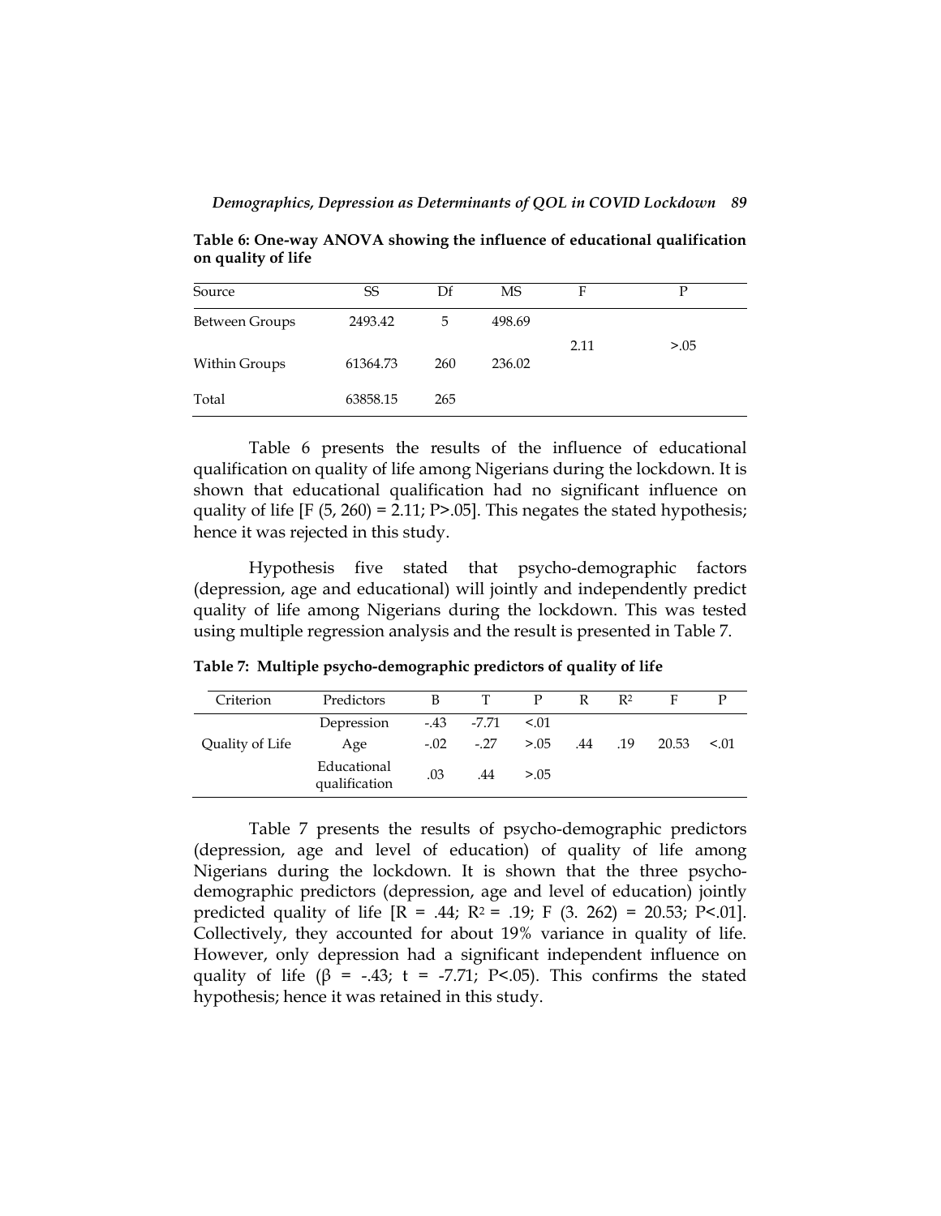**Table 6: One-way ANOVA showing the influence of educational qualification on quality of life**

| Source | SS | Df | MS | F | P |
|---|---|---|---|---|---|
| Between Groups | 2493.42 | 5 | 498.69 | 2.11 | >.05 |
| Within Groups | 61364.73 | 260 | 236.02 | | |
| Total | 63858.15 | 265 | | | |

Table 6 presents the results of the influence of educational qualification on quality of life among Nigerians during the lockdown. It is shown that educational qualification had no significant influence on quality of life [$F$ (5, 260) = 2.11; $P>.05$]. This negates the stated hypothesis; hence it was rejected in this study.

Hypothesis five stated that psycho-demographic factors (depression, age and educational) will jointly and independently predict quality of life among Nigerians during the lockdown. This was tested using multiple regression analysis and the result is presented in Table 7.

**Table 7: Multiple psycho-demographic predictors of quality of life**

| Criterion | Predictors | B | T | P | R | $R^2$ | F | P |
|---|---|---|---|---|---|---|---|---|
| Quality of Life | Depression | -.43 | -7.71 | <.01 | .44 | .19 | 20.53 | <.01 |
| | Age | -.02 | -.27 | >.05 | | | | |
| | Educational qualification | .03 | .44 | >.05 | | | | |

Table 7 presents the results of psycho-demographic predictors (depression, age and level of education) of quality of life among Nigerians during the lockdown. It is shown that the three psycho-demographic predictors (depression, age and level of education) jointly predicted quality of life [$R = .44$; $R^2 = .19$; $F$ (3. 262) = 20.53; $P<.01$]. Collectively, they accounted for about 19% variance in quality of life. However, only depression had a significant independent influence on quality of life ($\beta = -.43$; $t = -7.71$; $P<.05$). This confirms the stated hypothesis; hence it was retained in this study.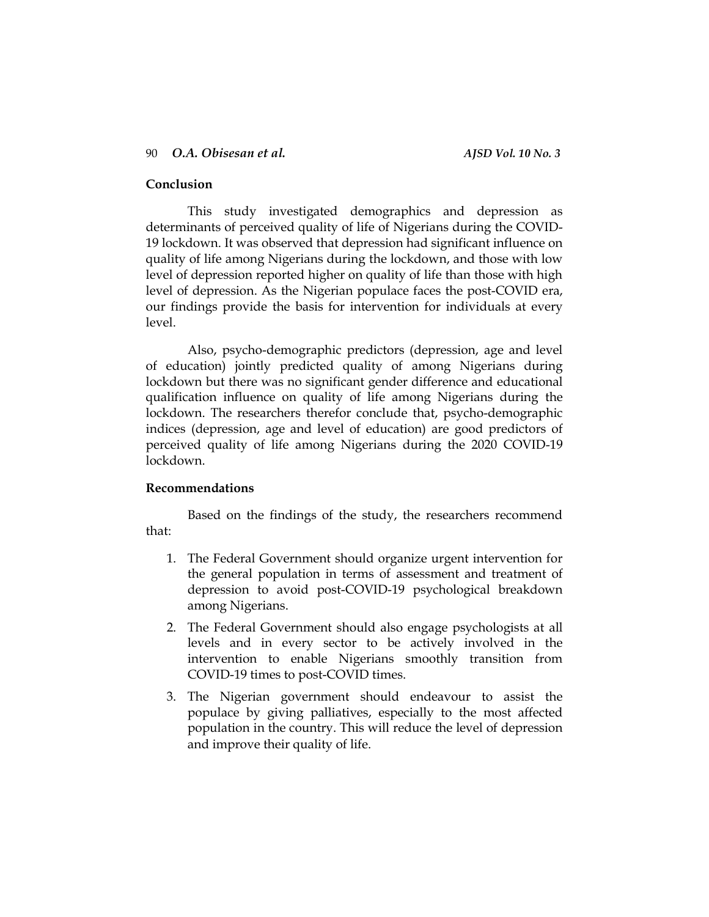## Conclusion

This study investigated demographics and depression as determinants of perceived quality of life of Nigerians during the COVID-19 lockdown. It was observed that depression had significant influence on quality of life among Nigerians during the lockdown, and those with low level of depression reported higher on quality of life than those with high level of depression. As the Nigerian populace faces the post-COVID era, our findings provide the basis for intervention for individuals at every level.

Also, psycho-demographic predictors (depression, age and level of education) jointly predicted quality of among Nigerians during lockdown but there was no significant gender difference and educational qualification influence on quality of life among Nigerians during the lockdown. The researchers therefor conclude that, psycho-demographic indices (depression, age and level of education) are good predictors of perceived quality of life among Nigerians during the 2020 COVID-19 lockdown.

## Recommendations

Based on the findings of the study, the researchers recommend that:

1. The Federal Government should organize urgent intervention for the general population in terms of assessment and treatment of depression to avoid post-COVID-19 psychological breakdown among Nigerians.
2. The Federal Government should also engage psychologists at all levels and in every sector to be actively involved in the intervention to enable Nigerians smoothly transition from COVID-19 times to post-COVID times.
3. The Nigerian government should endeavour to assist the populace by giving palliatives, especially to the most affected population in the country. This will reduce the level of depression and improve their quality of life.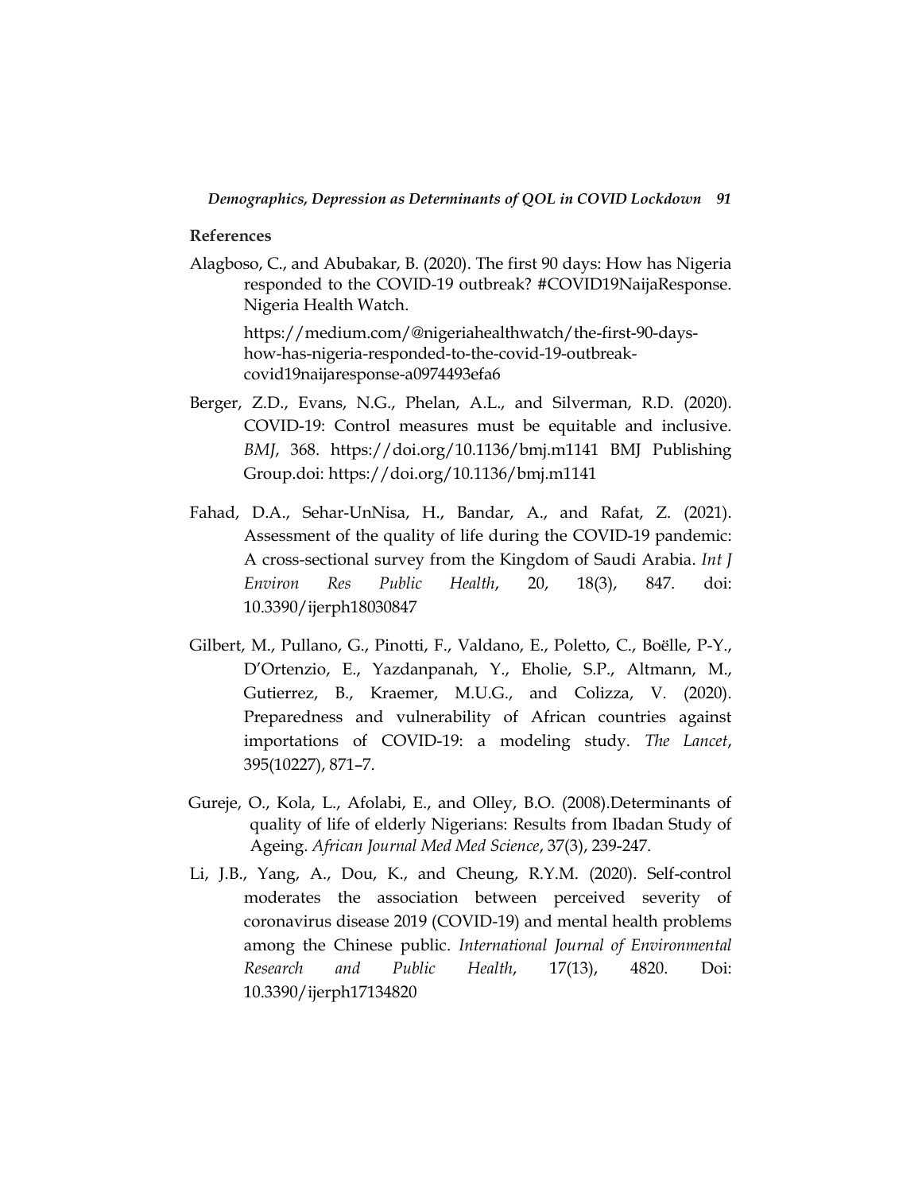## References

Alagboso, C., and Abubakar, B. (2020). The first 90 days: How has Nigeria responded to the COVID-19 outbreak? #COVID19NaijaResponse. Nigeria Health Watch.

https://medium.com/@nigeriahealthwatch/the-first-90-days-how-has-nigeria-responded-to-the-covid-19-outbreak-covid19naijaresponse-a0974493efa6

Berger, Z.D., Evans, N.G., Phelan, A.L., and Silverman, R.D. (2020). COVID-19: Control measures must be equitable and inclusive. *BMJ*, 368. https://doi.org/10.1136/bmj.m1141 BMJ Publishing Group.doi: https://doi.org/10.1136/bmj.m1141

Fahad, D.A., Sehar-UnNisa, H., Bandar, A., and Rafat, Z. (2021). Assessment of the quality of life during the COVID-19 pandemic: A cross-sectional survey from the Kingdom of Saudi Arabia. *Int J Environ Res Public Health*, 20, 18(3), 847. doi: 10.3390/ijerph18030847

Gilbert, M., Pullano, G., Pinotti, F., Valdano, E., Poletto, C., Boëlle, P-Y., D'Ortenzio, E., Yazdanpanah, Y., Eholie, S.P., Altmann, M., Gutierrez, B., Kraemer, M.U.G., and Colizza, V. (2020). Preparedness and vulnerability of African countries against importations of COVID-19: a modeling study. *The Lancet*, 395(10227), 871–7.

Gureje, O., Kola, L., Afolabi, E., and Olley, B.O. (2008).Determinants of quality of life of elderly Nigerians: Results from Ibadan Study of Ageing. *African Journal Med Med Science*, 37(3), 239-247.

Li, J.B., Yang, A., Dou, K., and Cheung, R.Y.M. (2020). Self-control moderates the association between perceived severity of coronavirus disease 2019 (COVID-19) and mental health problems among the Chinese public. *International Journal of Environmental Research and Public Health*, 17(13), 4820. Doi: 10.3390/ijerph17134820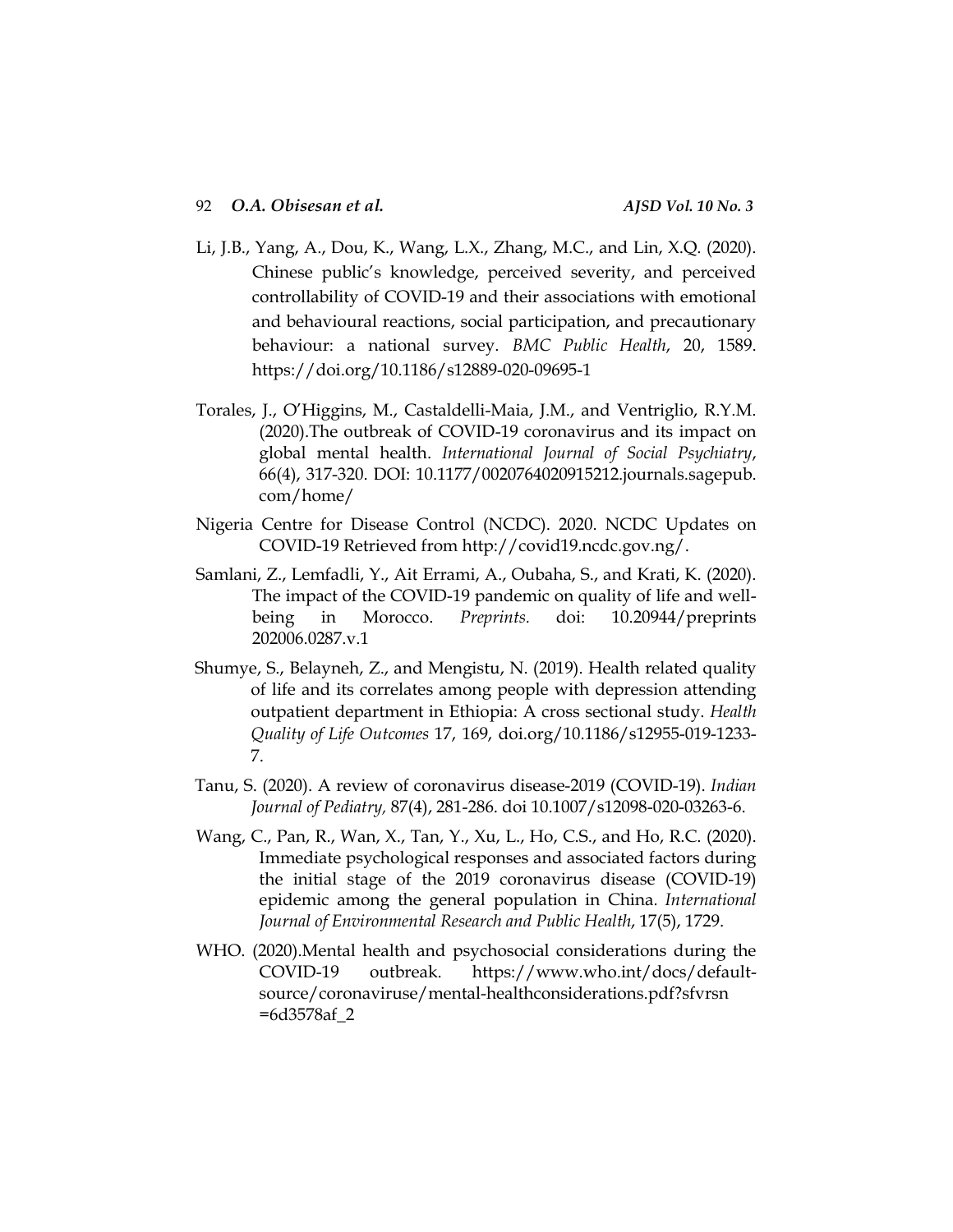Li, J.B., Yang, A., Dou, K., Wang, L.X., Zhang, M.C., and Lin, X.Q. (2020). Chinese public's knowledge, perceived severity, and perceived controllability of COVID-19 and their associations with emotional and behavioural reactions, social participation, and precautionary behaviour: a national survey. *BMC Public Health*, 20, 1589. https://doi.org/10.1186/s12889-020-09695-1

Torales, J., O'Higgins, M., Castaldelli-Maia, J.M., and Ventriglio, R.Y.M. (2020).The outbreak of COVID-19 coronavirus and its impact on global mental health. *International Journal of Social Psychiatry*, 66(4), 317-320. DOI: 10.1177/0020764020915212.journals.sagepub.com/home/

Nigeria Centre for Disease Control (NCDC). 2020. NCDC Updates on COVID-19 Retrieved from http://covid19.ncdc.gov.ng/.

Samlani, Z., Lemfadli, Y., Ait Errami, A., Oubaha, S., and Krati, K. (2020). The impact of the COVID-19 pandemic on quality of life and well-being in Morocco. *Preprints.* doi: 10.20944/preprints 202006.0287.v.1

Shumye, S., Belayneh, Z., and Mengistu, N. (2019). Health related quality of life and its correlates among people with depression attending outpatient department in Ethiopia: A cross sectional study. *Health Quality of Life Outcomes* 17, 169, doi.org/10.1186/s12955-019-1233-7.

Tanu, S. (2020). A review of coronavirus disease-2019 (COVID-19). *Indian Journal of Pediatry,* 87(4), 281-286. doi 10.1007/s12098-020-03263-6.

Wang, C., Pan, R., Wan, X., Tan, Y., Xu, L., Ho, C.S., and Ho, R.C. (2020). Immediate psychological responses and associated factors during the initial stage of the 2019 coronavirus disease (COVID-19) epidemic among the general population in China. *International Journal of Environmental Research and Public Health*, 17(5), 1729.

WHO. (2020).Mental health and psychosocial considerations during the COVID-19 outbreak. https://www.who.int/docs/default-source/coronaviruse/mental-healthconsiderations.pdf?sfvrsn =6d3578af_2